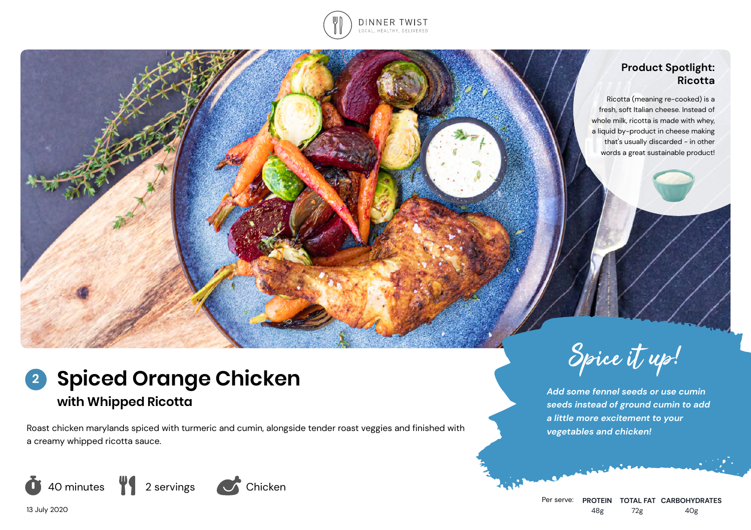DINNER TWIST
LOCAL, HEALTHY, DELIVERED

## Product Spotlight: Ricotta

Ricotta (meaning re-cooked) is a fresh, soft Italian cheese. Instead of whole milk, ricotta is made with whey, a liquid by-product in cheese making that's usually discarded - in other words a great sustainable product!

# 2 Spiced Orange Chicken

### with Whipped Ricotta

Roast chicken marylands spiced with turmeric and cumin, alongside tender roast veggies and finished with a creamy whipped ricotta sauce.

40 minutes | 2 servings | Chicken

13 July 2020

## Spice it up!

*Add some fennel seeds or use cumin seeds instead of ground cumin to add a little more excitement to your vegetables and chicken!*

| Per serve: | PROTEIN | TOTAL FAT | CARBOHYDRATES |
|---|---|---|---|
| | 48g | 72g | 40g |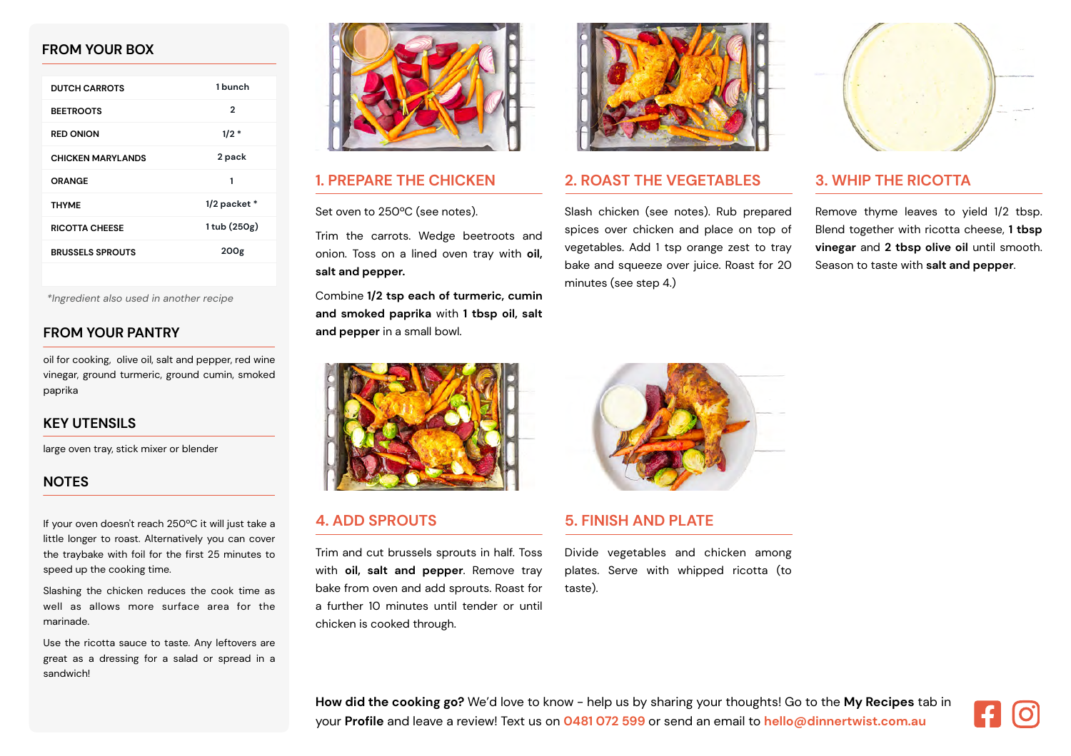## FROM YOUR BOX

| | |
|---|---|
| DUTCH CARROTS | 1 bunch |
| BEETROOTS | 2 |
| RED ONION | 1/2 * |
| CHICKEN MARYLANDS | 2 pack |
| ORANGE | 1 |
| THYME | 1/2 packet * |
| RICOTTA CHEESE | 1 tub (250g) |
| BRUSSELS SPROUTS | 200g |

*\*Ingredient also used in another recipe*

## FROM YOUR PANTRY

oil for cooking, olive oil, salt and pepper, red wine vinegar, ground turmeric, ground cumin, smoked paprika

## KEY UTENSILS

large oven tray, stick mixer or blender

## NOTES

If your oven doesn't reach 250°C it will just take a little longer to roast. Alternatively you can cover the traybake with foil for the first 25 minutes to speed up the cooking time.

Slashing the chicken reduces the cook time as well as allows more surface area for the marinade.

Use the ricotta sauce to taste. Any leftovers are great as a dressing for a salad or spread in a sandwich!

## 1. PREPARE THE CHICKEN

Set oven to 250°C (see notes).

Trim the carrots. Wedge beetroots and onion. Toss on a lined oven tray with **oil, salt and pepper.**

Combine **1/2 tsp each of turmeric, cumin and smoked paprika** with **1 tbsp oil, salt and pepper** in a small bowl.

## 2. ROAST THE VEGETABLES

Slash chicken (see notes). Rub prepared spices over chicken and place on top of vegetables. Add 1 tsp orange zest to tray bake and squeeze over juice. Roast for 20 minutes (see step 4.)

## 3. WHIP THE RICOTTA

Remove thyme leaves to yield 1/2 tbsp. Blend together with ricotta cheese, **1 tbsp vinegar** and **2 tbsp olive oil** until smooth. Season to taste with **salt and pepper**.

## 4. ADD SPROUTS

Trim and cut brussels sprouts in half. Toss with **oil, salt and pepper**. Remove tray bake from oven and add sprouts. Roast for a further 10 minutes until tender or until chicken is cooked through.

## 5. FINISH AND PLATE

Divide vegetables and chicken among plates. Serve with whipped ricotta (to taste).

**How did the cooking go?** We'd love to know - help us by sharing your thoughts! Go to the **My Recipes** tab in your **Profile** and leave a review! Text us on 0481 072 599 or send an email to hello@dinnertwist.com.au